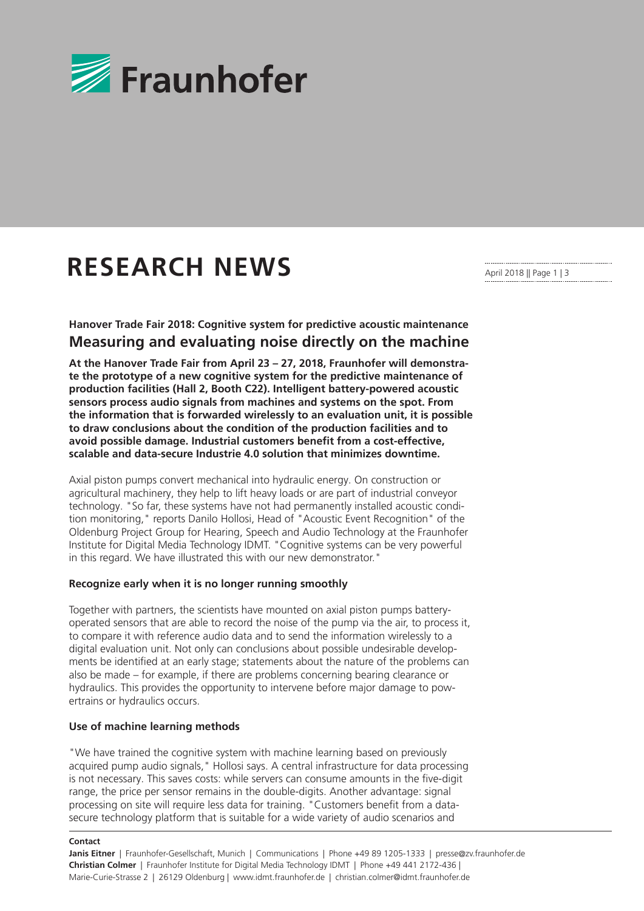# RESEARCH NEWS

### Hanover Trade Fair 2018: Cognitive system for predictive acoustic maintenance

## Measuring and evaluating noise directly on the machine

**At the Hanover Trade Fair from April 23 – 27, 2018, Fraunhofer will demonstrate the prototype of a new cognitive system for the predictive maintenance of production facilities (Hall 2, Booth C22). Intelligent battery-powered acoustic sensors process audio signals from machines and systems on the spot. From the information that is forwarded wirelessly to an evaluation unit, it is possible to draw conclusions about the condition of the production facilities and to avoid possible damage. Industrial customers benefit from a cost-effective, scalable and data-secure Industrie 4.0 solution that minimizes downtime.**

Axial piston pumps convert mechanical into hydraulic energy. On construction or agricultural machinery, they help to lift heavy loads or are part of industrial conveyor technology. "So far, these systems have not had permanently installed acoustic condition monitoring," reports Danilo Hollosi, Head of "Acoustic Event Recognition" of the Oldenburg Project Group for Hearing, Speech and Audio Technology at the Fraunhofer Institute for Digital Media Technology IDMT. "Cognitive systems can be very powerful in this regard. We have illustrated this with our new demonstrator."

### Recognize early when it is no longer running smoothly

Together with partners, the scientists have mounted on axial piston pumps battery-operated sensors that are able to record the noise of the pump via the air, to process it, to compare it with reference audio data and to send the information wirelessly to a digital evaluation unit. Not only can conclusions about possible undesirable developments be identified at an early stage; statements about the nature of the problems can also be made – for example, if there are problems concerning bearing clearance or hydraulics. This provides the opportunity to intervene before major damage to powertrains or hydraulics occurs.

### Use of machine learning methods

"We have trained the cognitive system with machine learning based on previously acquired pump audio signals," Hollosi says. A central infrastructure for data processing is not necessary. This saves costs: while servers can consume amounts in the five-digit range, the price per sensor remains in the double-digits. Another advantage: signal processing on site will require less data for training. "Customers benefit from a data-secure technology platform that is suitable for a wide variety of audio scenarios and

**Contact**

**Janis Eitner** | Fraunhofer-Gesellschaft, Munich | Communications | Phone +49 89 1205-1333 | presse@zv.fraunhofer.de
**Christian Colmer** | Fraunhofer Institute for Digital Media Technology IDMT | Phone +49 441 2172-436 | Marie-Curie-Strasse 2 | 26129 Oldenburg | www.idmt.fraunhofer.de | christian.colmer@idmt.fraunhofer.de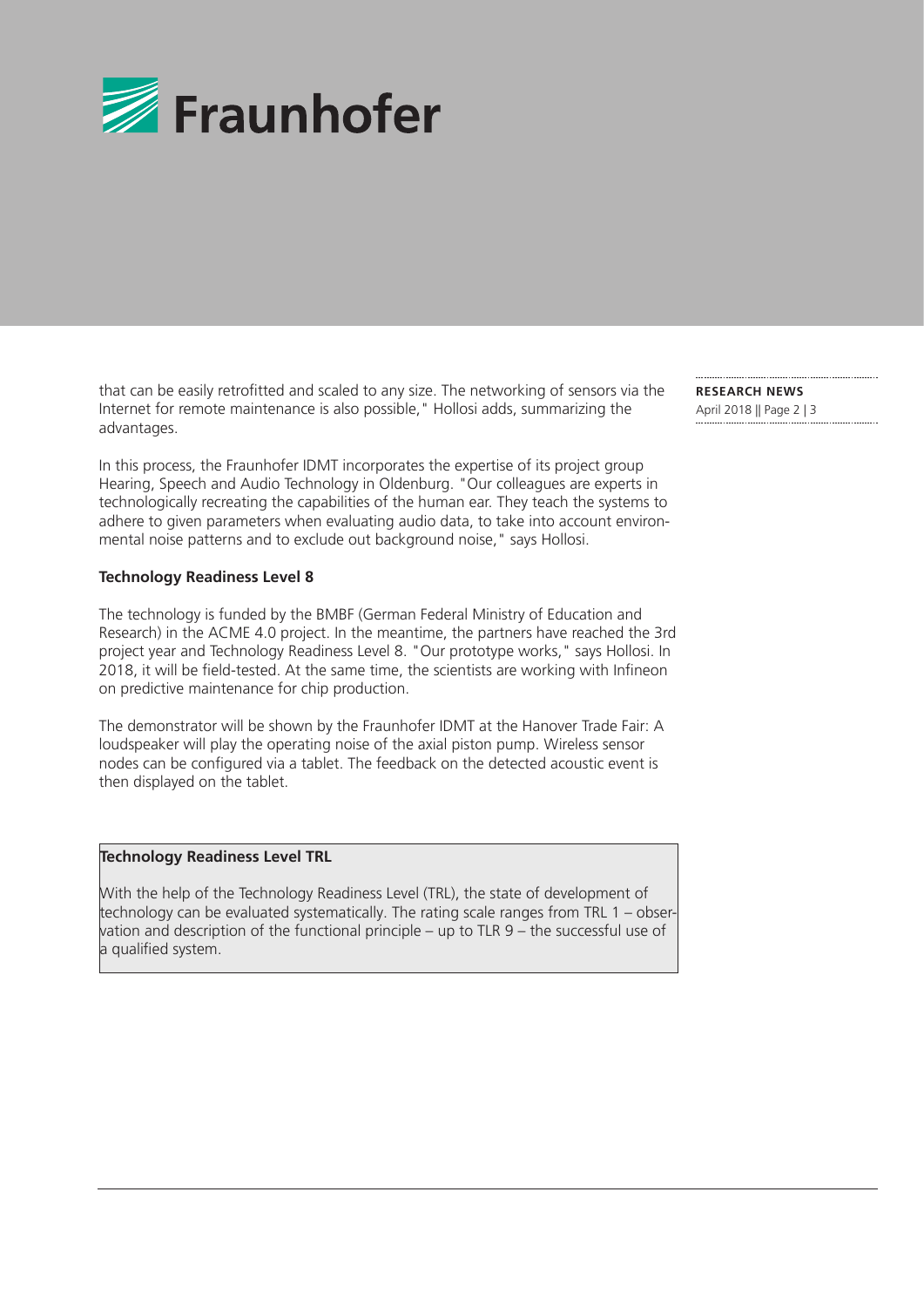that can be easily retrofitted and scaled to any size. The networking of sensors via the Internet for remote maintenance is also possible," Hollosi adds, summarizing the advantages.

In this process, the Fraunhofer IDMT incorporates the expertise of its project group Hearing, Speech and Audio Technology in Oldenburg. "Our colleagues are experts in technologically recreating the capabilities of the human ear. They teach the systems to adhere to given parameters when evaluating audio data, to take into account environmental noise patterns and to exclude out background noise," says Hollosi.

**Technology Readiness Level 8**

The technology is funded by the BMBF (German Federal Ministry of Education and Research) in the ACME 4.0 project. In the meantime, the partners have reached the 3rd project year and Technology Readiness Level 8. "Our prototype works," says Hollosi. In 2018, it will be field-tested. At the same time, the scientists are working with Infineon on predictive maintenance for chip production.

The demonstrator will be shown by the Fraunhofer IDMT at the Hanover Trade Fair: A loudspeaker will play the operating noise of the axial piston pump. Wireless sensor nodes can be configured via a tablet. The feedback on the detected acoustic event is then displayed on the tablet.

**Technology Readiness Level TRL**

With the help of the Technology Readiness Level (TRL), the state of development of technology can be evaluated systematically. The rating scale ranges from TRL 1 – observation and description of the functional principle – up to TLR 9 – the successful use of a qualified system.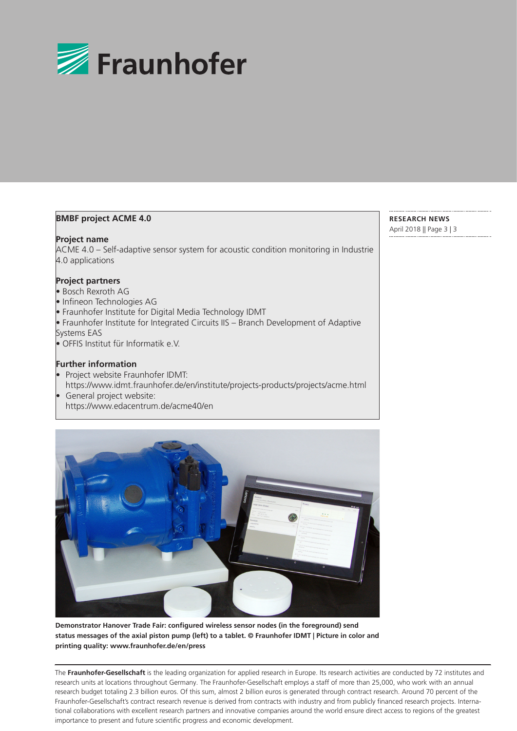**BMBF project ACME 4.0**

**Project name**
ACME 4.0 – Self-adaptive sensor system for acoustic condition monitoring in Industrie 4.0 applications

**Project partners**

- Bosch Rexroth AG
- Infineon Technologies AG
- Fraunhofer Institute for Digital Media Technology IDMT
- Fraunhofer Institute for Integrated Circuits IIS – Branch Development of Adaptive Systems EAS
- OFFIS Institut für Informatik e.V.

**Further information**

- Project website Fraunhofer IDMT:
  https://www.idmt.fraunhofer.de/en/institute/projects-products/projects/acme.html
- General project website:
  https://www.edacentrum.de/acme40/en

**Demonstrator Hanover Trade Fair: configured wireless sensor nodes (in the foreground) send status messages of the axial piston pump (left) to a tablet. © Fraunhofer IDMT | Picture in color and printing quality: www.fraunhofer.de/en/press**

The **Fraunhofer-Gesellschaft** is the leading organization for applied research in Europe. Its research activities are conducted by 72 institutes and research units at locations throughout Germany. The Fraunhofer-Gesellschaft employs a staff of more than 25,000, who work with an annual research budget totaling 2.3 billion euros. Of this sum, almost 2 billion euros is generated through contract research. Around 70 percent of the Fraunhofer-Gesellschaft's contract research revenue is derived from contracts with industry and from publicly financed research projects. International collaborations with excellent research partners and innovative companies around the world ensure direct access to regions of the greatest importance to present and future scientific progress and economic development.